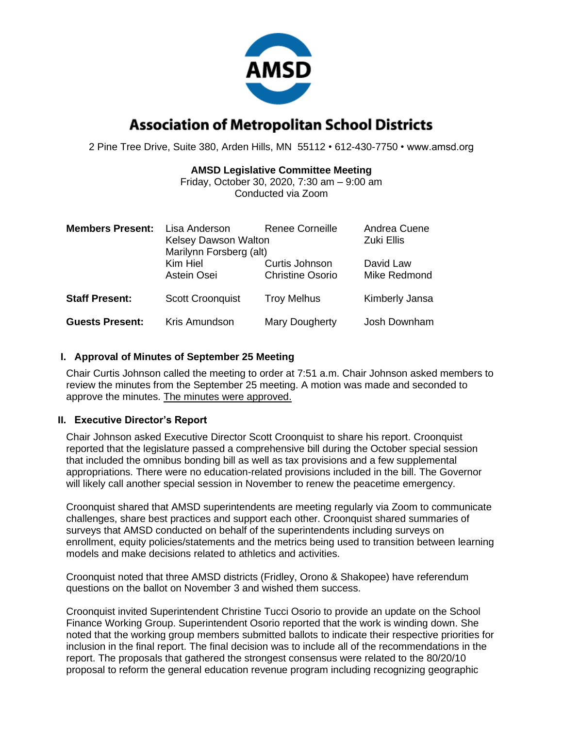# Association of Metropolitan School Districts

2 Pine Tree Drive, Suite 380, Arden Hills, MN 55112 • 612-430-7750 • www.amsd.org

**AMSD Legislative Committee Meeting**
Friday, October 30, 2020, 7:30 am – 9:00 am
Conducted via Zoom

| | | | |
|---|---|---|---|
| **Members Present:** | Lisa Anderson | Renee Corneille | Andrea Cuene |
| | Kelsey Dawson Walton | | Zuki Ellis |
| | Marilynn Forsberg (alt) | | |
| | Kim Hiel | Curtis Johnson | David Law |
| | Astein Osei | Christine Osorio | Mike Redmond |
| **Staff Present:** | Scott Croonquist | Troy Melhus | Kimberly Jansa |
| **Guests Present:** | Kris Amundson | Mary Dougherty | Josh Downham |

## I. Approval of Minutes of September 25 Meeting

Chair Curtis Johnson called the meeting to order at 7:51 a.m. Chair Johnson asked members to review the minutes from the September 25 meeting. A motion was made and seconded to approve the minutes. The minutes were approved.

## II. Executive Director's Report

Chair Johnson asked Executive Director Scott Croonquist to share his report. Croonquist reported that the legislature passed a comprehensive bill during the October special session that included the omnibus bonding bill as well as tax provisions and a few supplemental appropriations. There were no education-related provisions included in the bill. The Governor will likely call another special session in November to renew the peacetime emergency.

Croonquist shared that AMSD superintendents are meeting regularly via Zoom to communicate challenges, share best practices and support each other. Croonquist shared summaries of surveys that AMSD conducted on behalf of the superintendents including surveys on enrollment, equity policies/statements and the metrics being used to transition between learning models and make decisions related to athletics and activities.

Croonquist noted that three AMSD districts (Fridley, Orono & Shakopee) have referendum questions on the ballot on November 3 and wished them success.

Croonquist invited Superintendent Christine Tucci Osorio to provide an update on the School Finance Working Group. Superintendent Osorio reported that the work is winding down. She noted that the working group members submitted ballots to indicate their respective priorities for inclusion in the final report. The final decision was to include all of the recommendations in the report. The proposals that gathered the strongest consensus were related to the 80/20/10 proposal to reform the general education revenue program including recognizing geographic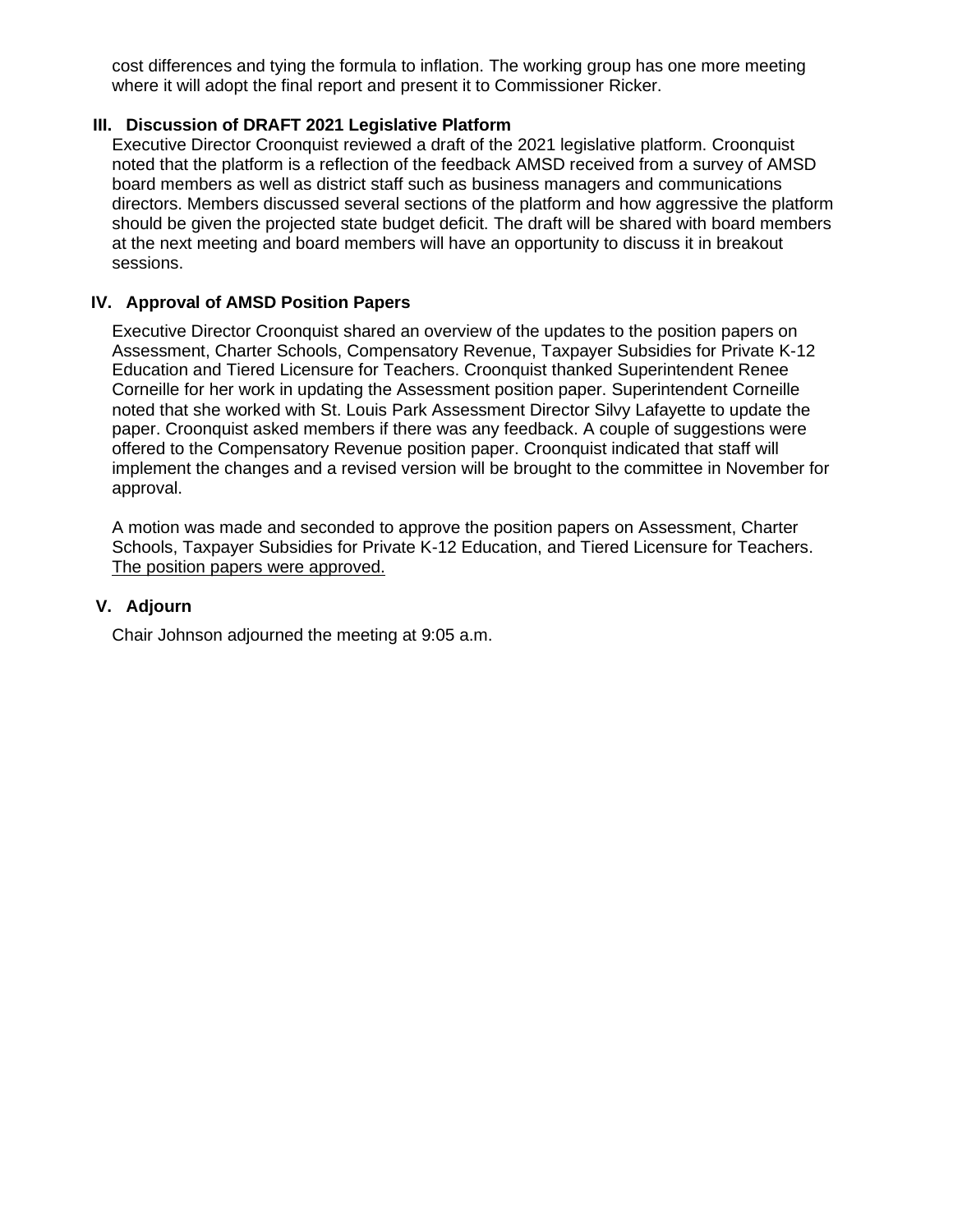cost differences and tying the formula to inflation. The working group has one more meeting where it will adopt the final report and present it to Commissioner Ricker.

## III. Discussion of DRAFT 2021 Legislative Platform

Executive Director Croonquist reviewed a draft of the 2021 legislative platform. Croonquist noted that the platform is a reflection of the feedback AMSD received from a survey of AMSD board members as well as district staff such as business managers and communications directors. Members discussed several sections of the platform and how aggressive the platform should be given the projected state budget deficit. The draft will be shared with board members at the next meeting and board members will have an opportunity to discuss it in breakout sessions.

## IV. Approval of AMSD Position Papers

Executive Director Croonquist shared an overview of the updates to the position papers on Assessment, Charter Schools, Compensatory Revenue, Taxpayer Subsidies for Private K-12 Education and Tiered Licensure for Teachers. Croonquist thanked Superintendent Renee Corneille for her work in updating the Assessment position paper. Superintendent Corneille noted that she worked with St. Louis Park Assessment Director Silvy Lafayette to update the paper. Croonquist asked members if there was any feedback. A couple of suggestions were offered to the Compensatory Revenue position paper. Croonquist indicated that staff will implement the changes and a revised version will be brought to the committee in November for approval.

A motion was made and seconded to approve the position papers on Assessment, Charter Schools, Taxpayer Subsidies for Private K-12 Education, and Tiered Licensure for Teachers. <u>The position papers were approved.</u>

## V. Adjourn

Chair Johnson adjourned the meeting at 9:05 a.m.